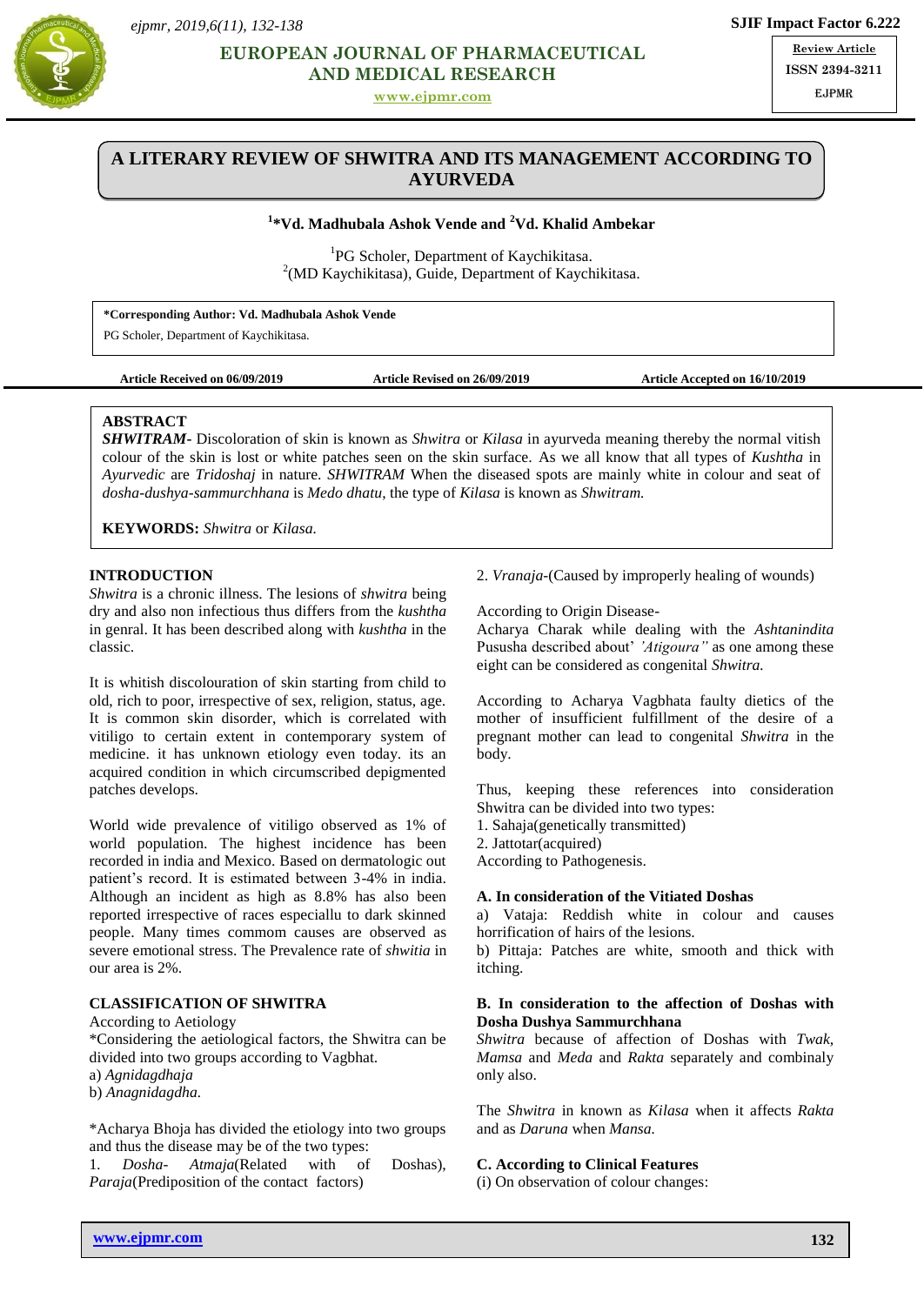# A LITERARY REVIEW OF SHWITRA AND ITS MANAGEMENT ACCORDING TO AYURVEDA

**[1]*Vd. Madhubala Ashok Vende and [2]Vd. Khalid Ambekar**

[1]PG Scholer, Department of Kaychikitasa.
[2](MD Kaychikitasa), Guide, Department of Kaychikitasa.

**\*Corresponding Author: Vd. Madhubala Ashok Vende**
PG Scholer, Department of Kaychikitasa.

**Article Received on 06/09/2019** **Article Revised on 26/09/2019** **Article Accepted on 16/10/2019**

## ABSTRACT

***SHWITRAM-*** Discoloration of skin is known as *Shwitra* or *Kilasa* in ayurveda meaning thereby the normal vitish colour of the skin is lost or white patches seen on the skin surface. As we all know that all types of *Kushtha* in *Ayurvedic* are *Tridoshaj* in nature. *SHWITRAM* When the diseased spots are mainly white in colour and seat of *dosha-dushya-sammurchhana* is *Medo dhatu*, the type of *Kilasa* is known as *Shwitram.*

**KEYWORDS:** *Shwitra* or *Kilasa.*

## INTRODUCTION

*Shwitra* is a chronic illness. The lesions of *shwitra* being dry and also non infectious thus differs from the *kushtha* in genral. It has been described along with *kushtha* in the classic.

It is whitish discolouration of skin starting from child to old, rich to poor, irrespective of sex, religion, status, age. It is common skin disorder, which is correlated with vitiligo to certain extent in contemporary system of medicine. it has unknown etiology even today. its an acquired condition in which circumscribed depigmented patches develops.

World wide prevalence of vitiligo observed as 1% of world population. The highest incidence has been recorded in india and Mexico. Based on dermatologic out patient's record. It is estimated between 3-4% in india. Although an incident as high as 8.8% has also been reported irrespective of races especiallu to dark skinned people. Many times commom causes are observed as severe emotional stress. The Prevalence rate of *shwitia* in our area is 2%.

## CLASSIFICATION OF SHWITRA

According to Aetiology

*Considering the aetiological factors, the Shwitra can be divided into two groups according to Vagbhat.

a) *Agnidagdhaja*
b) *Anagnidagdha.*

*Acharya Bhoja has divided the etiology into two groups and thus the disease may be of the two types:

1. *Dosha- Atmaja*(Related with of Doshas), *Paraja*(Predisposition of the contact factors)
2. *Vranaja*-(Caused by improperly healing of wounds)

According to Origin Disease-

Acharya Charak while dealing with the *Ashtanindita* Pususha described about' *'Atigoura"* as one among these eight can be considered as congenital *Shwitra.*

According to Acharya Vagbhata faulty dietics of the mother of insufficient fulfillment of the desire of a pregnant mother can lead to congenital *Shwitra* in the body.

Thus, keeping these references into consideration Shwitra can be divided into two types:

1. Sahaja(genetically transmitted)
2. Jattotar(acquired)

According to Pathogenesis.

### A. In consideration of the Vitiated Doshas

a) Vataja: Reddish white in colour and causes horrification of hairs of the lesions.
b) Pittaja: Patches are white, smooth and thick with itching.

### B. In consideration to the affection of Doshas with Dosha Dushya Sammurchhana

*Shwitra* because of affection of Doshas with *Twak, Mamsa* and *Meda* and *Rakta* separately and combinaly only also.

The *Shwitra* in known as *Kilasa* when it affects *Rakta* and as *Daruna* when *Mansa.*

### C. According to Clinical Features

(i) On observation of colour changes: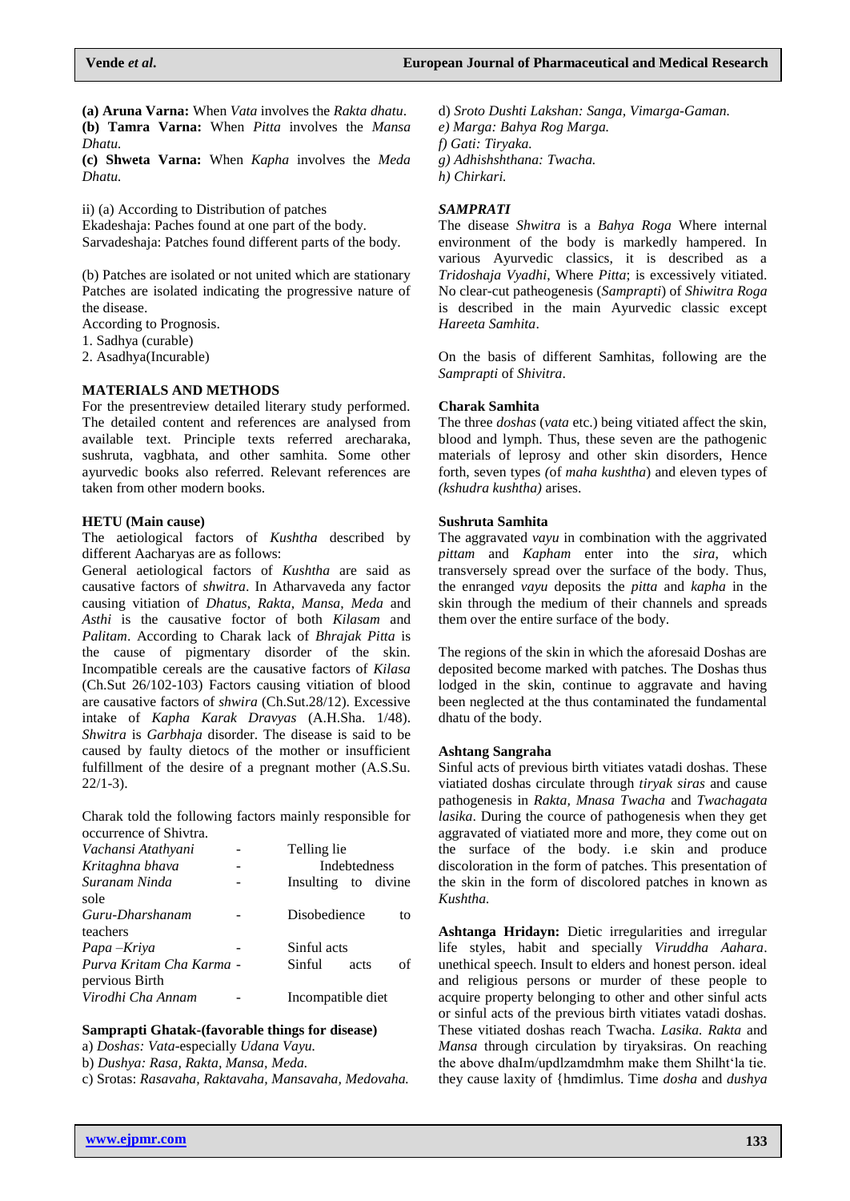**(a) Aruna Varna:** When *Vata* involves the *Rakta dhatu*.
**(b) Tamra Varna:** When *Pitta* involves the *Mansa Dhatu.*
**(c) Shweta Varna:** When *Kapha* involves the *Meda Dhatu.*

ii) (a) According to Distribution of patches
Ekadeshaja: Paches found at one part of the body.
Sarvadeshaja: Patches found different parts of the body.

(b) Patches are isolated or not united which are stationary Patches are isolated indicating the progressive nature of the disease.
According to Prognosis.
1. Sadhya (curable)
2. Asadhya(Incurable)

## MATERIALS AND METHODS

For the presentreview detailed literary study performed. The detailed content and references are analysed from available text. Principle texts referred arecharaka, sushruta, vagbhata, and other samhita. Some other ayurvedic books also referred. Relevant references are taken from other modern books.

## HETU (Main cause)

The aetiological factors of *Kushtha* described by different Aacharyas are as follows:
General aetiological factors of *Kushtha* are said as causative factors of *shwitra*. In Atharvaveda any factor causing vitiation of *Dhatus, Rakta, Mansa, Meda* and *Asthi* is the causative foctor of both *Kilasam* and *Palitam*. According to Charak lack of *Bhrajak Pitta* is the cause of pigmentary disorder of the skin. Incompatible cereals are the causative factors of *Kilasa* (Ch.Sut 26/102-103) Factors causing vitiation of blood are causative factors of *shwira* (Ch.Sut.28/12). Excessive intake of *Kapha Karak Dravyas* (A.H.Sha. 1/48). *Shwitra* is *Garbhaja* disorder. The disease is said to be caused by faulty dietocs of the mother or insufficient fulfillment of the desire of a pregnant mother (A.S.Su. 22/1-3).

Charak told the following factors mainly responsible for occurrence of Shivtra.

| | | |
|---|---|---|
| *Vachansi Atathyani* | - | Telling lie |
| *Kritaghna bhava* | - | Indebtedness |
| *Suranam Ninda* | - | Insulting to divine sole |
| *Guru-Dharshanam* | - | Disobedience to teachers |
| *Papa –Kriya* | - | Sinful acts |
| *Purva Kritam Cha Karma* | - | Sinful acts of pervious Birth |
| *Virodhi Cha Annam* | - | Incompatible diet |

### Samprapti Ghatak-(favorable things for disease)

a) *Doshas: Vata*-especially *Udana Vayu.*
b) *Dushya: Rasa, Rakta, Mansa, Meda.*
c) Srotas: *Rasavaha, Raktavaha, Mansavaha, Medovaha.*
d) *Sroto Dushti Lakshan: Sanga, Vimarga-Gaman.*
e) *Marga: Bahya Rog Marga.*
f) *Gati: Tiryaka.*
g) *Adhishshthana: Twacha.*
h) *Chirkari.*

## *SAMPRATI*

The disease *Shwitra* is a *Bahya Roga* Where internal environment of the body is markedly hampered. In various Ayurvedic classics, it is described as a *Tridoshaja Vyadhi*, Where *Pitta*; is excessively viatiated. No clear-cut patheogenesis (*Samprapti*) of *Shiwitra Roga* is described in the main Ayurvedic classic except *Hareeta Samhita*.

On the basis of different Samhitas, following are the *Samprapti* of *Shivitra*.

### Charak Samhita

The three *doshas* (*vata* etc.) being vitiated affect the skin, blood and lymph. Thus, these seven are the pathogenic materials of leprosy and other skin disorders, Hence forth, seven types *(*of *maha kushtha*) and eleven types of *(kshudra kushtha)* arises.

### Sushruta Samhita

The aggravated *vayu* in combination with the aggrivated *pittam* and *Kapham* enter into the *sira*, which transversely spread over the surface of the body. Thus, the enranged *vayu* deposits the *pitta* and *kapha* in the skin through the medium of their channels and spreads them over the entire surface of the body.

The regions of the skin in which the aforesaid Doshas are deposited become marked with patches. The Doshas thus lodged in the skin, continue to aggravate and having been neglected at the thus contaminated the fundamental dhatu of the body.

### Ashtang Sangraha

Sinful acts of previous birth vitiates vatadi doshas. These viatiated doshas circulate through *tiryak siras* and cause pathogenesis in *Rakta, Mnasa Twacha* and *Twachagata lasika*. During the cource of pathogenesis when they get aggravated of viatiated more and more, they come out on the surface of the body. i.e skin and produce discoloration in the form of patches. This presentation of the skin in the form of discolored patches in known as *Kushtha.*

**Ashtanga Hridayn:** Dietic irregularities and irregular life styles, habit and specially *Viruddha Aahara*. unethical speech. Insult to elders and honest person. ideal and religious persons or murder of these people to acquire property belonging to other and other sinful acts or sinful acts of the previous birth vitiates vatadi doshas. These vitiated doshas reach Twacha. *Lasika. Rakta* and *Mansa* through circulation by tiryaksiras. On reaching the above dhaIm/updlzamdmhm make them Shilht'la tie. they cause laxity of {hmdimlus. Time *dosha* and *dushya*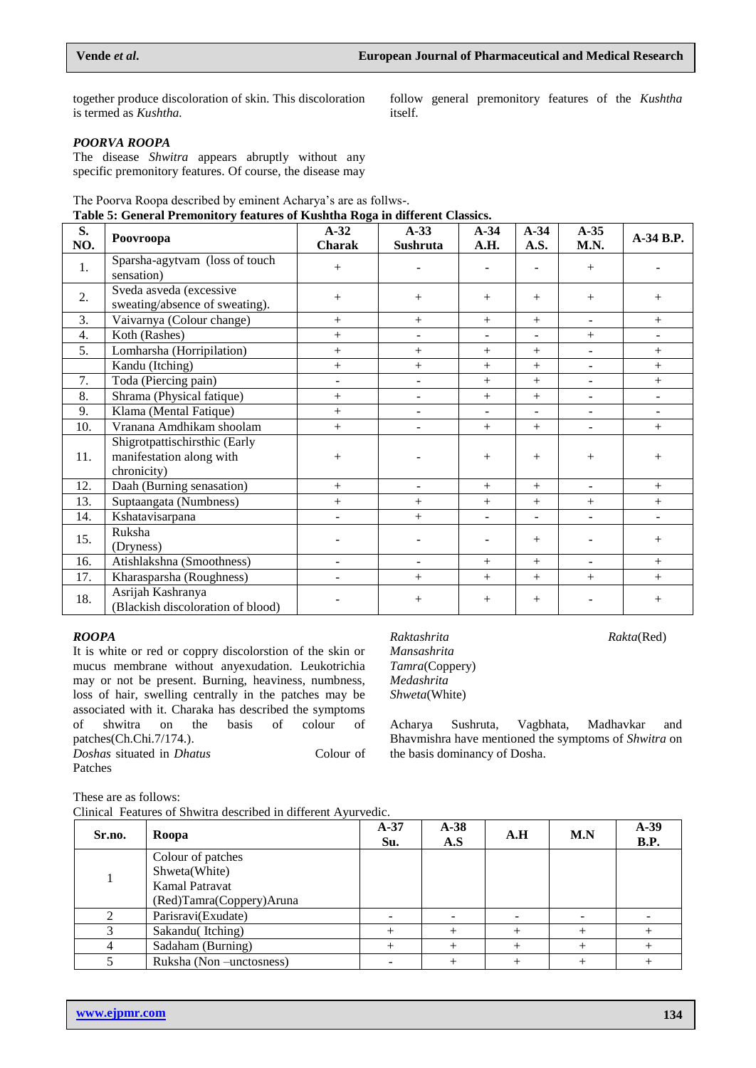together produce discoloration of skin. This discoloration is termed as *Kushtha.*

### *POORVA ROOPA*

The disease *Shwitra* appears abruptly without any specific premonitory features. Of course, the disease may follow general premonitory features of the *Kushtha* itself.

The Poorva Roopa described by eminent Acharya's are as follws-.

**Table 5: General Premonitory features of Kushtha Roga in different Classics.**

| S. NO. | Poovroopa | A-32 Charak | A-33 Sushruta | A-34 A.H. | A-34 A.S. | A-35 M.N. | A-34 B.P. |
|---|---|---|---|---|---|---|---|
| 1. | Sparsha-agytvam (loss of touch sensation) | + | - | - | - | + | - |
| 2. | Sveda asveda (excessive sweating/absence of sweating). | + | + | + | + | + | + |
| 3. | Vaivarnya (Colour change) | + | + | + | + | - | + |
| 4. | Koth (Rashes) | + | - | - | - | + | - |
| 5. | Lomharsha (Horripilation) | + | + | + | + | - | + |
| | Kandu (Itching) | + | + | + | + | - | + |
| 7. | Toda (Piercing pain) | - | - | + | + | - | + |
| 8. | Shrama (Physical fatique) | + | - | + | + | - | - |
| 9. | Klama (Mental Fatique) | + | - | - | - | - | - |
| 10. | Vranana Amdhikam shoolam | + | - | + | + | - | + |
| 11. | Shigrotpattischirsthic (Early manifestation along with chronicity) | + | - | + | + | + | + |
| 12. | Daah (Burning senasation) | + | - | + | + | - | + |
| 13. | Suptaangata (Numbness) | + | + | + | + | + | + |
| 14. | Kshatavisarpana | - | + | - | - | - | - |
| 15. | Ruksha (Dryness) | - | - | - | + | - | + |
| 16. | Atishlakshna (Smoothness) | - | - | + | + | - | + |
| 17. | Kharasparsha (Roughness) | - | + | + | + | + | + |
| 18. | Asrijah Kashranya (Blackish discoloration of blood) | - | + | + | + | - | + |

### *ROOPA*

It is white or red or coppry discolorstion of the skin or mucus membrane without anyexudation. Leukotrichia may or not be present. Burning, heaviness, numbness, loss of hair, swelling centrally in the patches may be associated with it. Charaka has described the symptoms of shwitra on the basis of colour of patches(Ch.Chi.7/174.).

| *Doshas* situated in *Dhatus* | Colour of Patches |
|---|---|
| *Raktashrita* | *Rakta*(Red) |
| *Mansashrita* | *Tamra*(Coppery) |
| *Medashrita* | *Shweta*(White) |

Acharya Sushruta, Vagbhata, Madhavkar and Bhavmishra have mentioned the symptoms of *Shwitra* on the basis dominancy of Dosha.

These are as follows:

Clinical Features of Shwitra described in different Ayurvedic.

| Sr.no. | Roopa | A-37 Su. | A-38 A.S | A.H | M.N | A-39 B.P. |
|---|---|---|---|---|---|---|
| 1 | Colour of patches Shweta(White) Kamal Patravat (Red)Tamra(Coppery)Aruna | | | | | |
| 2 | Parisravi(Exudate) | - | - | - | - | - |
| 3 | Sakandu( Itching) | + | + | + | + | + |
| 4 | Sadaham (Burning) | + | + | + | + | + |
| 5 | Ruksha (Non –unctosness) | - | + | + | + | + |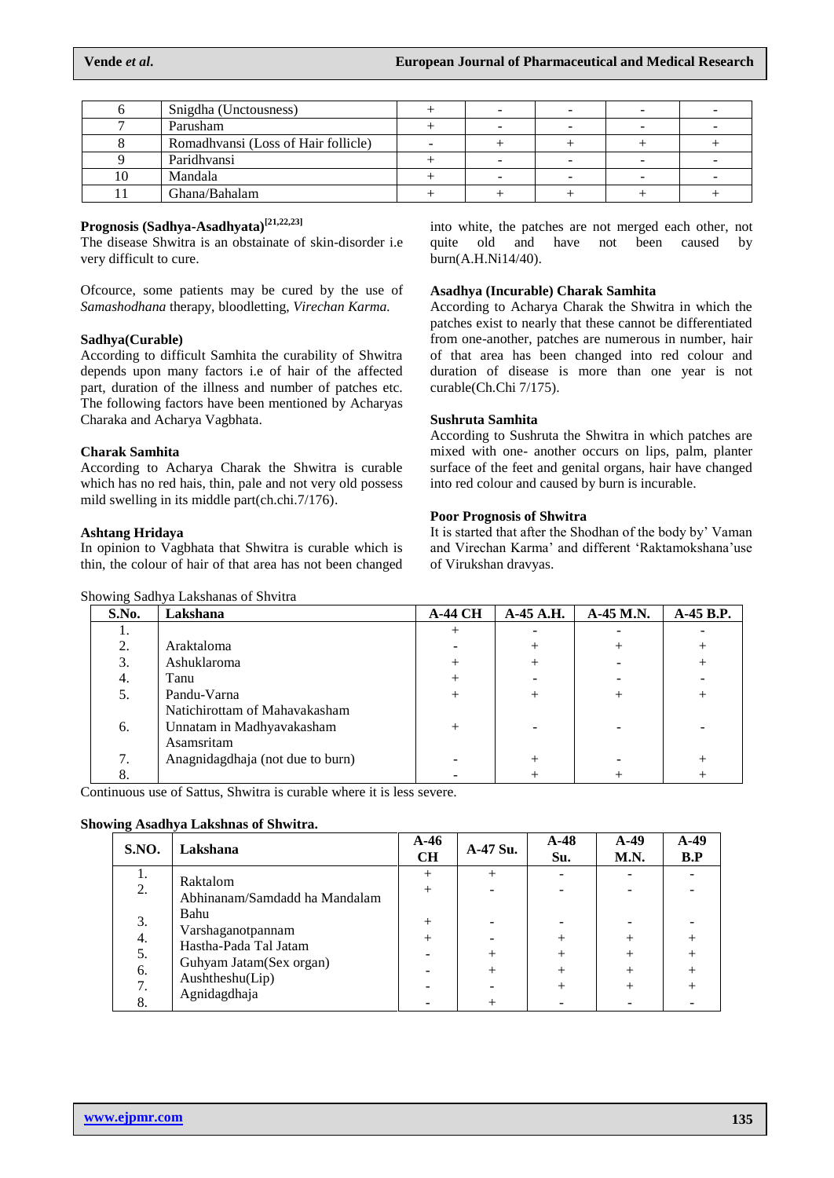| 6 | Snigdha (Unctousness) | + | - | - | - | - |
|---|---|---|---|---|---|---|
| 7 | Parusham | + | - | - | - | - |
| 8 | Romadhvansi (Loss of Hair follicle) | - | + | + | + | + |
| 9 | Paridhvansi | + | - | - | - | - |
| 10 | Mandala | + | - | - | - | - |
| 11 | Ghana/Bahalam | + | + | + | + | + |

**Prognosis (Sadhya-Asadhyata)[21,22,23]**

The disease Shwitra is an obstainate of skin-disorder i.e very difficult to cure.

Ofcource, some patients may be cured by the use of *Samashodhana* therapy, bloodletting, *Virechan Karma.*

**Sadhya(Curable)**

According to difficult Samhita the curability of Shwitra depends upon many factors i.e of hair of the affected part, duration of the illness and number of patches etc. The following factors have been mentioned by Acharyas Charaka and Acharya Vagbhata.

**Charak Samhita**

According to Acharya Charak the Shwitra is curable which has no red hais, thin, pale and not very old possess mild swelling in its middle part(ch.chi.7/176).

**Ashtang Hridaya**

In opinion to Vagbhata that Shwitra is curable which is thin, the colour of hair of that area has not been changed into white, the patches are not merged each other, not quite old and have not been caused by burn(A.H.Ni14/40).

**Asadhya (Incurable) Charak Samhita**

According to Acharya Charak the Shwitra in which the patches exist to nearly that these cannot be differentiated from one-another, patches are numerous in number, hair of that area has been changed into red colour and duration of disease is more than one year is not curable(Ch.Chi 7/175).

**Sushruta Samhita**

According to Sushruta the Shwitra in which patches are mixed with one- another occurs on lips, palm, planter surface of the feet and genital organs, hair have changed into red colour and caused by burn is incurable.

**Poor Prognosis of Shwitra**

It is started that after the Shodhan of the body by' Vaman and Virechan Karma' and different 'Raktamokshana'use of Virukshan dravyas.

Showing Sadhya Lakshanas of Shvitra

| S.No. | Lakshana | A-44 CH | A-45 A.H. | A-45 M.N. | A-45 B.P. |
|---|---|---|---|---|---|
| 1. | | + | - | - | - |
| 2. | Araktaloma | - | + | + | + |
| 3. | Ashuklaroma | + | + | - | + |
| 4. | Tanu | + | - | - | - |
| 5. | Pandu-Varna | + | + | + | + |
| | Natichirottam of Mahavakasham | | | | |
| 6. | Unnatam in Madhyavakasham | + | - | - | - |
| | Asamsritam | | | | |
| 7. | Anagnidagdhaja (not due to burn) | - | + | - | + |
| 8. | | - | + | + | + |

Continuous use of Sattus, Shwitra is curable where it is less severe.

**Showing Asadhya Lakshnas of Shwitra.**

| S.NO. | Lakshana | A-46 CH | A-47 Su. | A-48 Su. | A-49 M.N. | A-49 B.P |
|---|---|---|---|---|---|---|
| 1. | Raktalom | + | + | - | - | - |
| 2. | Abhinanam/Samdadd ha Mandalam Bahu | + | - | - | - | - |
| 3. | Varshaganotpannam | + | - | - | - | - |
| 4. | Hastha-Pada Tal Jatam | + | - | + | + | + |
| 5. | Guhyam Jatam(Sex organ) | - | + | + | + | + |
| 6. | Aushtheshu(Lip) | - | + | + | + | + |
| 7. | Agnidagdhaja | - | - | + | + | + |
| 8. | | - | + | - | - | - |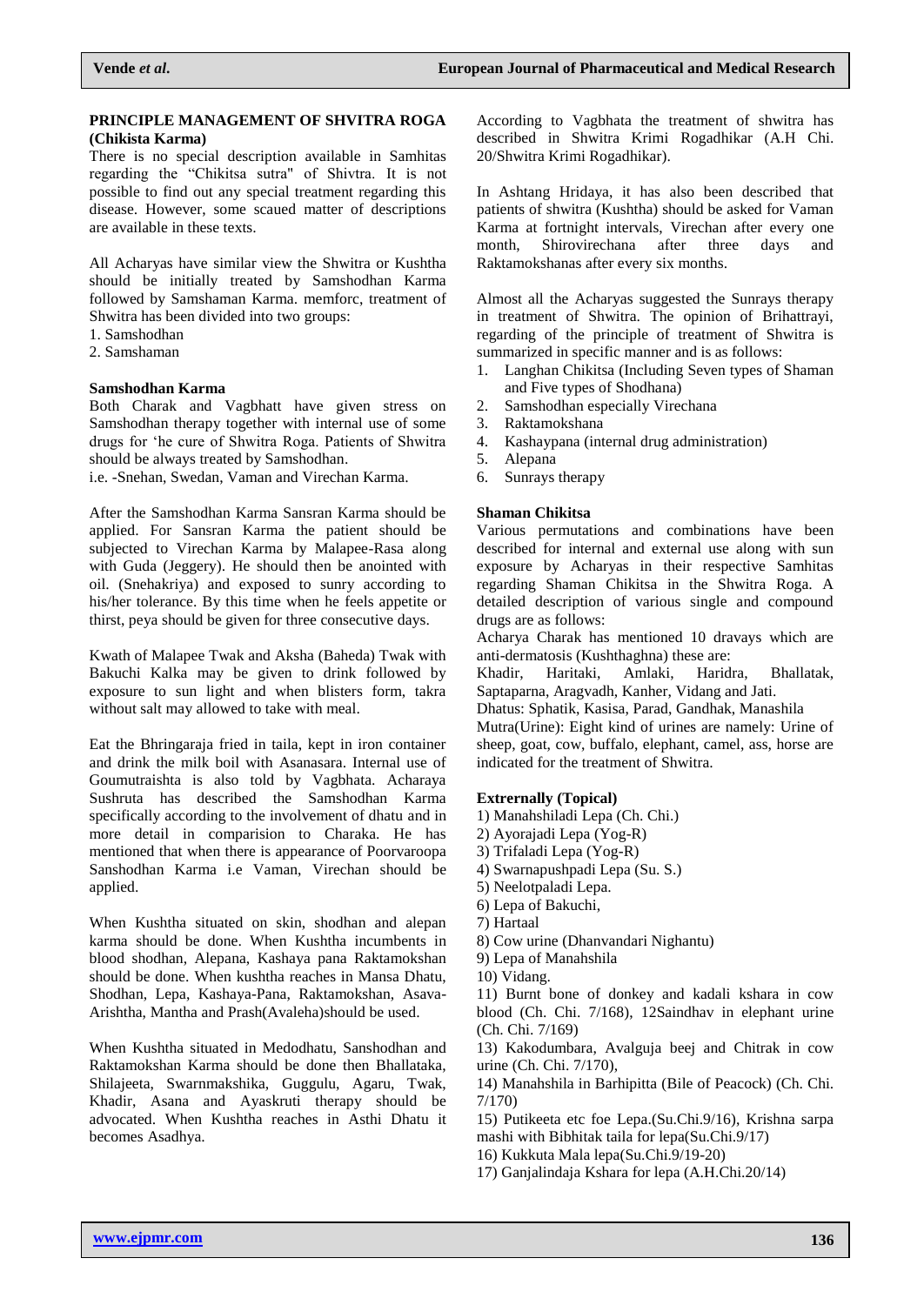**PRINCIPLE MANAGEMENT OF SHVITRA ROGA (Chikista Karma)**

There is no special description available in Samhitas regarding the "Chikitsa sutra" of Shivtra. It is not possible to find out any special treatment regarding this disease. However, some scaued matter of descriptions are available in these texts.

All Acharyas have similar view the Shwitra or Kushtha should be initially treated by Samshodhan Karma followed by Samshaman Karma. memforc, treatment of Shwitra has been divided into two groups:

1. Samshodhan
2. Samshaman

**Samshodhan Karma**

Both Charak and Vagbhatt have given stress on Samshodhan therapy together with internal use of some drugs for 'he cure of Shwitra Roga. Patients of Shwitra should be always treated by Samshodhan.
i.e. -Snehan, Swedan, Vaman and Virechan Karma.

After the Samshodhan Karma Sansran Karma should be applied. For Sansran Karma the patient should be subjected to Virechan Karma by Malapee-Rasa along with Guda (Jeggery). He should then be anointed with oil. (Snehakriya) and exposed to sunry according to his/her tolerance. By this time when he feels appetite or thirst, peya should be given for three consecutive days.

Kwath of Malapee Twak and Aksha (Baheda) Twak with Bakuchi Kalka may be given to drink followed by exposure to sun light and when blisters form, takra without salt may allowed to take with meal.

Eat the Bhringaraja fried in taila, kept in iron container and drink the milk boil with Asanasara. Internal use of Goumutraishta is also told by Vagbhata. Acharaya Sushruta has described the Samshodhan Karma specifically according to the involvement of dhatu and in more detail in comparision to Charaka. He has mentioned that when there is appearance of Poorvaroopa Sanshodhan Karma i.e Vaman, Virechan should be applied.

When Kushtha situated on skin, shodhan and alepan karma should be done. When Kushtha incumbents in blood shodhan, Alepana, Kashaya pana Raktamokshan should be done. When kushtha reaches in Mansa Dhatu, Shodhan, Lepa, Kashaya-Pana, Raktamokshan, Asava-Arishtha, Mantha and Prash(Avaleha)should be used.

When Kushtha situated in Medodhatu, Sanshodhan and Raktamokshan Karma should be done then Bhallataka, Shilajeeta, Swarnmakshika, Guggulu, Agaru, Twak, Khadir, Asana and Ayaskruti therapy should be advocated. When Kushtha reaches in Asthi Dhatu it becomes Asadhya.

According to Vagbhata the treatment of shwitra has described in Shwitra Krimi Rogadhikar (A.H Chi. 20/Shwitra Krimi Rogadhikar).

In Ashtang Hridaya, it has also been described that patients of shwitra (Kushtha) should be asked for Vaman Karma at fortnight intervals, Virechan after every one month, Shirovirechana after three days and Raktamokshanas after every six months.

Almost all the Acharyas suggested the Sunrays therapy in treatment of Shwitra. The opinion of Brihattrayi, regarding of the principle of treatment of Shwitra is summarized in specific manner and is as follows:

1. Langhan Chikitsa (Including Seven types of Shaman and Five types of Shodhana)
2. Samshodhan especially Virechana
3. Raktamokshana
4. Kashaypana (internal drug administration)
5. Alepana
6. Sunrays therapy

**Shaman Chikitsa**

Various permutations and combinations have been described for internal and external use along with sun exposure by Acharyas in their respective Samhitas regarding Shaman Chikitsa in the Shwitra Roga. A detailed description of various single and compound drugs are as follows:

Acharya Charak has mentioned 10 dravays which are anti-dermatosis (Kushthaghna) these are:
Khadir, Haritaki, Amlaki, Haridra, Bhallatak, Saptaparna, Aragvadh, Kanher, Vidang and Jati.
Dhatus: Sphatik, Kasisa, Parad, Gandhak, Manashila
Mutra(Urine): Eight kind of urines are namely: Urine of sheep, goat, cow, buffalo, elephant, camel, ass, horse are indicated for the treatment of Shwitra.

**Extrernally (Topical)**

1) Manahshiladi Lepa (Ch. Chi.)
2) Ayorajadi Lepa (Yog-R)
3) Trifaladi Lepa (Yog-R)
4) Swarnapushpadi Lepa (Su. S.)
5) Neelotpaladi Lepa.
6) Lepa of Bakuchi,
7) Hartaal
8) Cow urine (Dhanvandari Nighantu)
9) Lepa of Manahshila
10) Vidang.
11) Burnt bone of donkey and kadali kshara in cow blood (Ch. Chi. 7/168), 12Saindhav in elephant urine (Ch. Chi. 7/169)
13) Kakodumbara, Avalguja beej and Chitrak in cow urine (Ch. Chi. 7/170),
14) Manahshila in Barhipitta (Bile of Peacock) (Ch. Chi. 7/170)
15) Putikeeta etc foe Lepa.(Su.Chi.9/16), Krishna sarpa mashi with Bibhitak taila for lepa(Su.Chi.9/17)
16) Kukkuta Mala lepa(Su.Chi.9/19-20)
17) Ganjalindaja Kshara for lepa (A.H.Chi.20/14)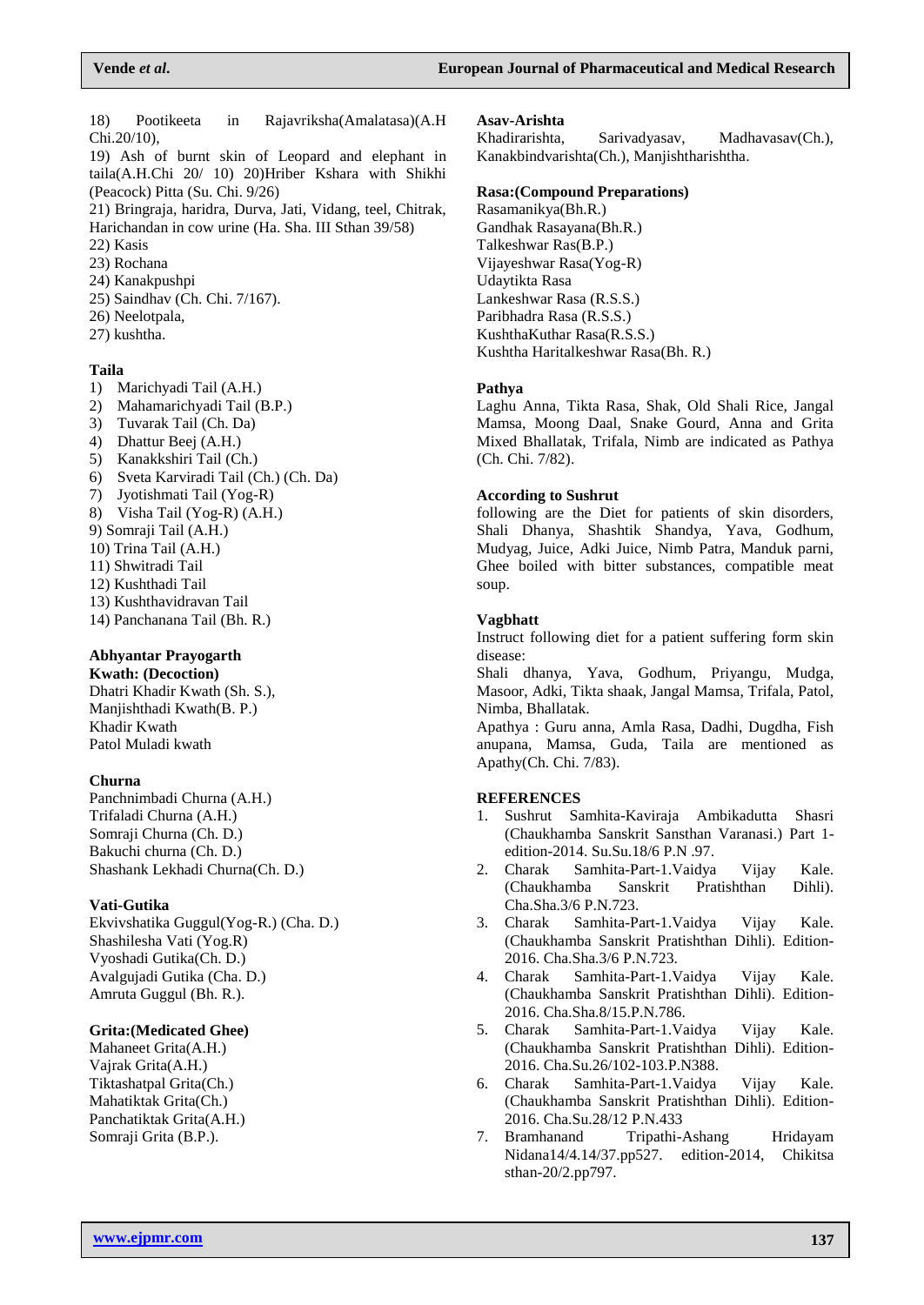18) Pootikeeta in Rajavriksha(Amalatasa)(A.H Chi.20/10),

19) Ash of burnt skin of Leopard and elephant in taila(A.H.Chi 20/ 10) 20)Hriber Kshara with Shikhi (Peacock) Pitta (Su. Chi. 9/26)

21) Bringraja, haridra, Durva, Jati, Vidang, teel, Chitrak, Harichandan in cow urine (Ha. Sha. III Sthan 39/58)

22) Kasis

23) Rochana

24) Kanakpushpi

25) Saindhav (Ch. Chi. 7/167).

26) Neelotpala,

27) kushtha.

**Taila**

1) Marichyadi Tail (A.H.)
2) Mahamarichyadi Tail (B.P.)
3) Tuvarak Tail (Ch. Da)
4) Dhattur Beej (A.H.)
5) Kanakkshiri Tail (Ch.)
6) Sveta Karviradi Tail (Ch.) (Ch. Da)
7) Jyotishmati Tail (Yog-R)
8) Visha Tail (Yog-R) (A.H.)
9) Somraji Tail (A.H.)
10) Trina Tail (A.H.)
11) Shwitradi Tail
12) Kushthadi Tail
13) Kushthavidravan Tail
14) Panchanana Tail (Bh. R.)

**Abhyantar Prayogarth**

**Kwath: (Decoction)**

Dhatri Khadir Kwath (Sh. S.),
Manjishthadi Kwath(B. P.)
Khadir Kwath
Patol Muladi kwath

**Churna**

Panchnimbadi Churna (A.H.)
Trifaladi Churna (A.H.)
Somraji Churna (Ch. D.)
Bakuchi churna (Ch. D.)
Shashank Lekhadi Churna(Ch. D.)

**Vati-Gutika**

Ekvivshatika Guggul(Yog-R.) (Cha. D.)
Shashilesha Vati (Yog.R)
Vyoshadi Gutika(Ch. D.)
Avalgujadi Gutika (Cha. D.)
Amruta Guggul (Bh. R.).

**Grita:(Medicated Ghee)**

Mahaneet Grita(A.H.)
Vajrak Grita(A.H.)
Tiktashatpal Grita(Ch.)
Mahatiktak Grita(Ch.)
Panchatiktak Grita(A.H.)
Somraji Grita (B.P.).

**Asav-Arishta**

Khadirarishta, Sarivadyasav, Madhavasav(Ch.), Kanakbindvarishta(Ch.), Manjishtharishtha.

**Rasa:(Compound Preparations)**

Rasamanikya(Bh.R.)
Gandhak Rasayana(Bh.R.)
Talkeshwar Ras(B.P.)
Vijayeshwar Rasa(Yog-R)
Udaytikta Rasa
Lankeshwar Rasa (R.S.S.)
Paribhadra Rasa (R.S.S.)
KushthaKuthar Rasa(R.S.S.)
Kushtha Haritalkeshwar Rasa(Bh. R.)

**Pathya**

Laghu Anna, Tikta Rasa, Shak, Old Shali Rice, Jangal Mamsa, Moong Daal, Snake Gourd, Anna and Grita Mixed Bhallatak, Trifala, Nimb are indicated as Pathya (Ch. Chi. 7/82).

**According to Sushrut**

following are the Diet for patients of skin disorders, Shali Dhanya, Shashtik Shandya, Yava, Godhum, Mudyag, Juice, Adki Juice, Nimb Patra, Manduk parni, Ghee boiled with bitter substances, compatible meat soup.

**Vagbhatt**

Instruct following diet for a patient suffering form skin disease:

Shali dhanya, Yava, Godhum, Priyangu, Mudga, Masoor, Adki, Tikta shaak, Jangal Mamsa, Trifala, Patol, Nimba, Bhallatak.

Apathya : Guru anna, Amla Rasa, Dadhi, Dugdha, Fish anupana, Mamsa, Guda, Taila are mentioned as Apathy(Ch. Chi. 7/83).

**REFERENCES**

1. Sushrut Samhita-Kaviraja Ambikadutta Shasri (Chaukhamba Sanskrit Sansthan Varanasi.) Part 1-edition-2014. Su.Su.18/6 P.N .97.
2. Charak Samhita-Part-1.Vaidya Vijay Kale. (Chaukhamba Sanskrit Pratishthan Dihli). Cha.Sha.3/6 P.N.723.
3. Charak Samhita-Part-1.Vaidya Vijay Kale. (Chaukhamba Sanskrit Pratishthan Dihli). Edition-2016. Cha.Sha.3/6 P.N.723.
4. Charak Samhita-Part-1.Vaidya Vijay Kale. (Chaukhamba Sanskrit Pratishthan Dihli). Edition-2016. Cha.Sha.8/15.P.N.786.
5. Charak Samhita-Part-1.Vaidya Vijay Kale. (Chaukhamba Sanskrit Pratishthan Dihli). Edition-2016. Cha.Su.26/102-103.P.N388.
6. Charak Samhita-Part-1.Vaidya Vijay Kale. (Chaukhamba Sanskrit Pratishthan Dihli). Edition-2016. Cha.Su.28/12 P.N.433
7. Bramhanand Tripathi-Ashang Hridayam Nidana14/4.14/37.pp527. edition-2014, Chikitsa sthan-20/2.pp797.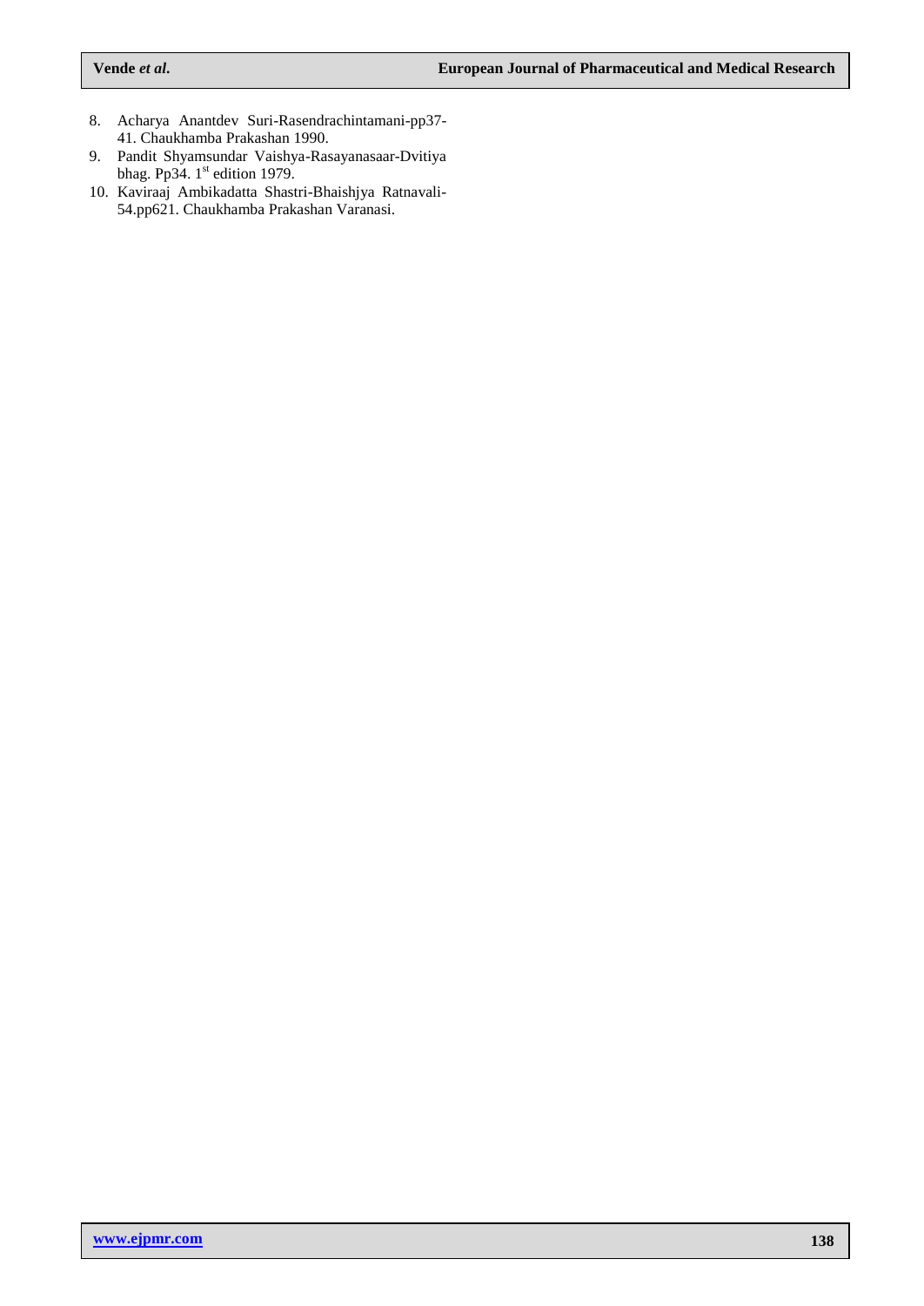8. Acharya Anantdev Suri-Rasendrachintamani-pp37-41. Chaukhamba Prakashan 1990.
9. Pandit Shyamsundar Vaishya-Rasayanasaar-Dvitiya bhag. Pp34. 1st edition 1979.
10. Kaviraaj Ambikadatta Shastri-Bhaishjya Ratnavali-54.pp621. Chaukhamba Prakashan Varanasi.